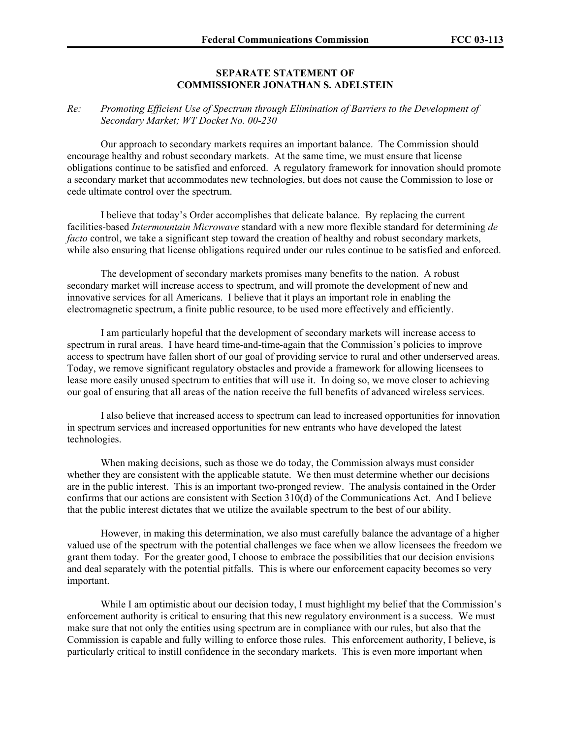**SEPARATE STATEMENT OF**
**COMMISSIONER JONATHAN S. ADELSTEIN**

*Re: Promoting Efficient Use of Spectrum through Elimination of Barriers to the Development of Secondary Market; WT Docket No. 00-230*

Our approach to secondary markets requires an important balance. The Commission should encourage healthy and robust secondary markets. At the same time, we must ensure that license obligations continue to be satisfied and enforced. A regulatory framework for innovation should promote a secondary market that accommodates new technologies, but does not cause the Commission to lose or cede ultimate control over the spectrum.

I believe that today's Order accomplishes that delicate balance. By replacing the current facilities-based *Intermountain Microwave* standard with a new more flexible standard for determining *de facto* control, we take a significant step toward the creation of healthy and robust secondary markets, while also ensuring that license obligations required under our rules continue to be satisfied and enforced.

The development of secondary markets promises many benefits to the nation. A robust secondary market will increase access to spectrum, and will promote the development of new and innovative services for all Americans. I believe that it plays an important role in enabling the electromagnetic spectrum, a finite public resource, to be used more effectively and efficiently.

I am particularly hopeful that the development of secondary markets will increase access to spectrum in rural areas. I have heard time-and-time-again that the Commission's policies to improve access to spectrum have fallen short of our goal of providing service to rural and other underserved areas. Today, we remove significant regulatory obstacles and provide a framework for allowing licensees to lease more easily unused spectrum to entities that will use it. In doing so, we move closer to achieving our goal of ensuring that all areas of the nation receive the full benefits of advanced wireless services.

I also believe that increased access to spectrum can lead to increased opportunities for innovation in spectrum services and increased opportunities for new entrants who have developed the latest technologies.

When making decisions, such as those we do today, the Commission always must consider whether they are consistent with the applicable statute. We then must determine whether our decisions are in the public interest. This is an important two-pronged review. The analysis contained in the Order confirms that our actions are consistent with Section 310(d) of the Communications Act. And I believe that the public interest dictates that we utilize the available spectrum to the best of our ability.

However, in making this determination, we also must carefully balance the advantage of a higher valued use of the spectrum with the potential challenges we face when we allow licensees the freedom we grant them today. For the greater good, I choose to embrace the possibilities that our decision envisions and deal separately with the potential pitfalls. This is where our enforcement capacity becomes so very important.

While I am optimistic about our decision today, I must highlight my belief that the Commission's enforcement authority is critical to ensuring that this new regulatory environment is a success. We must make sure that not only the entities using spectrum are in compliance with our rules, but also that the Commission is capable and fully willing to enforce those rules. This enforcement authority, I believe, is particularly critical to instill confidence in the secondary markets. This is even more important when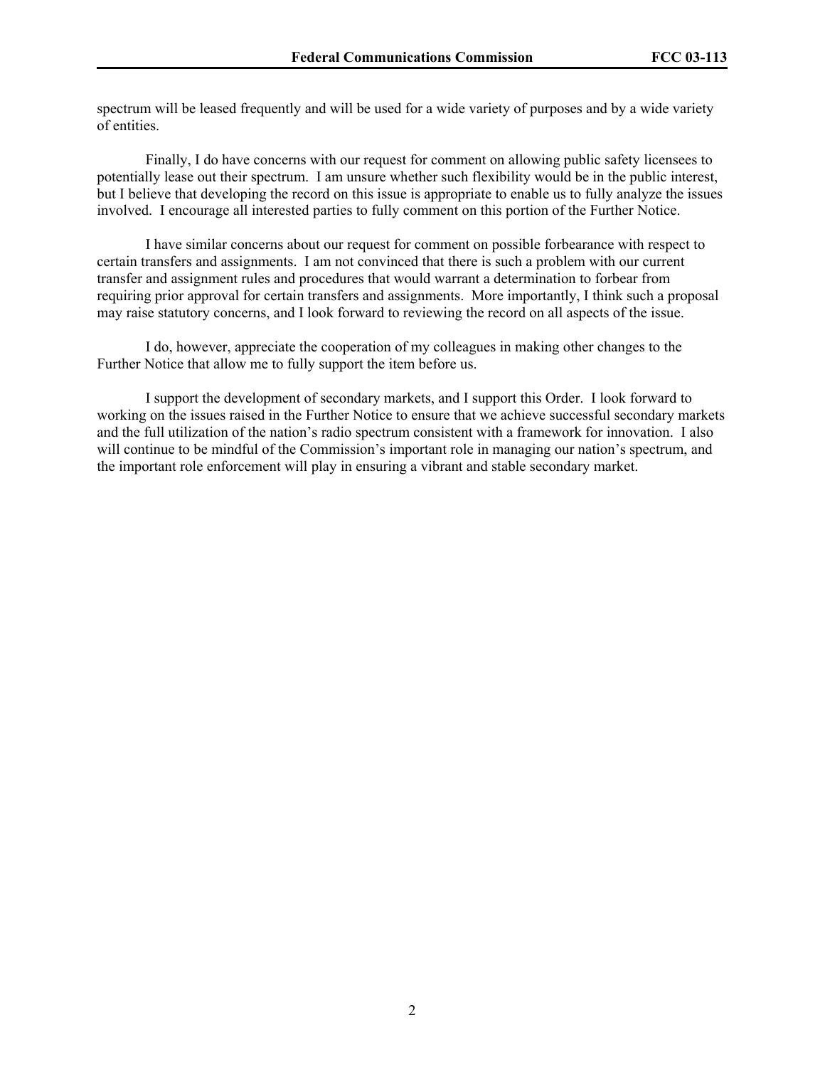spectrum will be leased frequently and will be used for a wide variety of purposes and by a wide variety of entities.

Finally, I do have concerns with our request for comment on allowing public safety licensees to potentially lease out their spectrum. I am unsure whether such flexibility would be in the public interest, but I believe that developing the record on this issue is appropriate to enable us to fully analyze the issues involved. I encourage all interested parties to fully comment on this portion of the Further Notice.

I have similar concerns about our request for comment on possible forbearance with respect to certain transfers and assignments. I am not convinced that there is such a problem with our current transfer and assignment rules and procedures that would warrant a determination to forbear from requiring prior approval for certain transfers and assignments. More importantly, I think such a proposal may raise statutory concerns, and I look forward to reviewing the record on all aspects of the issue.

I do, however, appreciate the cooperation of my colleagues in making other changes to the Further Notice that allow me to fully support the item before us.

I support the development of secondary markets, and I support this Order. I look forward to working on the issues raised in the Further Notice to ensure that we achieve successful secondary markets and the full utilization of the nation's radio spectrum consistent with a framework for innovation. I also will continue to be mindful of the Commission's important role in managing our nation's spectrum, and the important role enforcement will play in ensuring a vibrant and stable secondary market.